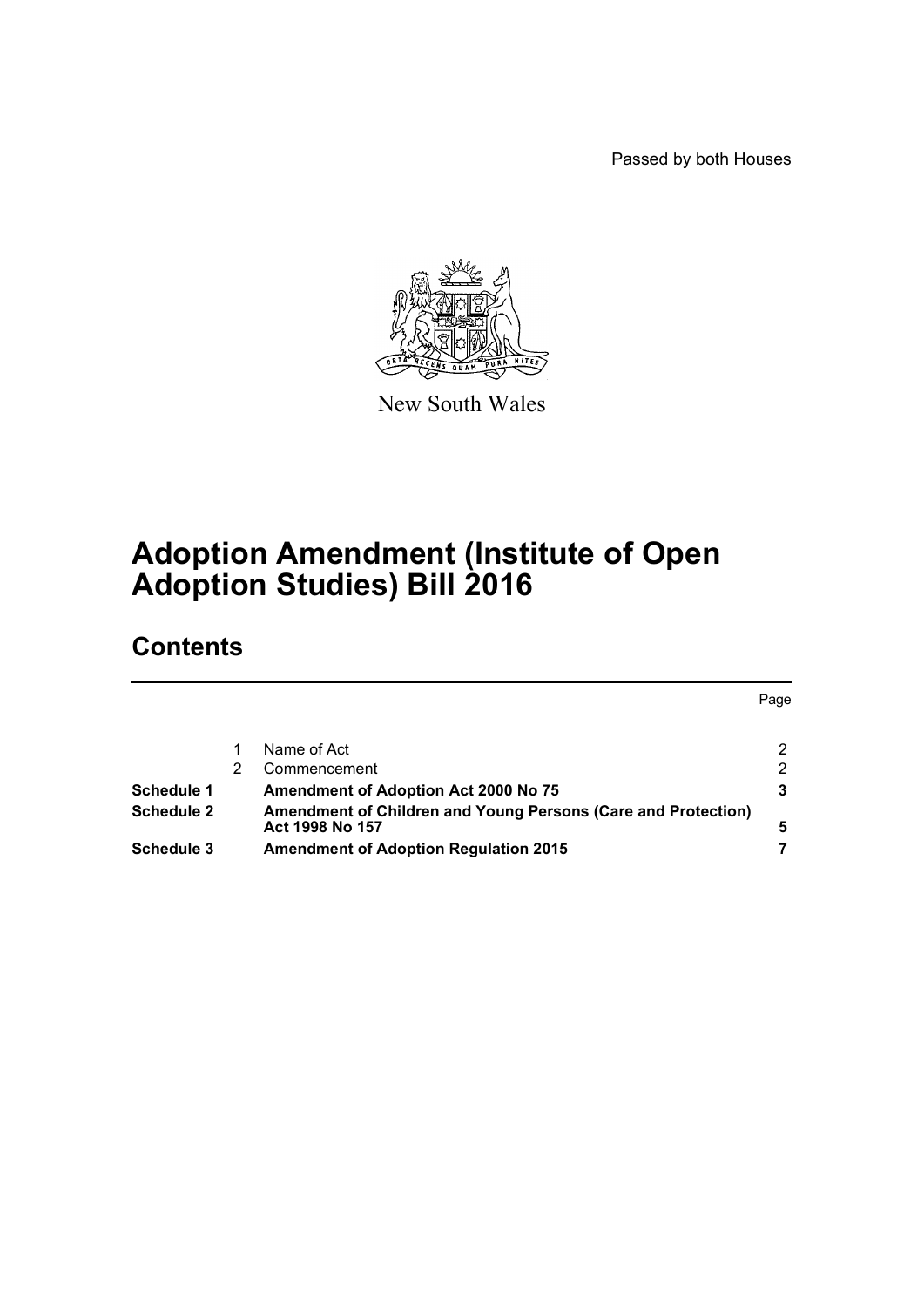Passed by both Houses

New South Wales

# Adoption Amendment (Institute of Open Adoption Studies) Bill 2016

## Contents

| | | | Page |
|---|---|---|---|
| | 1 | Name of Act | 2 |
| | 2 | Commencement | 2 |
| **Schedule 1** | | **Amendment of Adoption Act 2000 No 75** | **3** |
| **Schedule 2** | | **Amendment of Children and Young Persons (Care and Protection) Act 1998 No 157** | **5** |
| **Schedule 3** | | **Amendment of Adoption Regulation 2015** | **7** |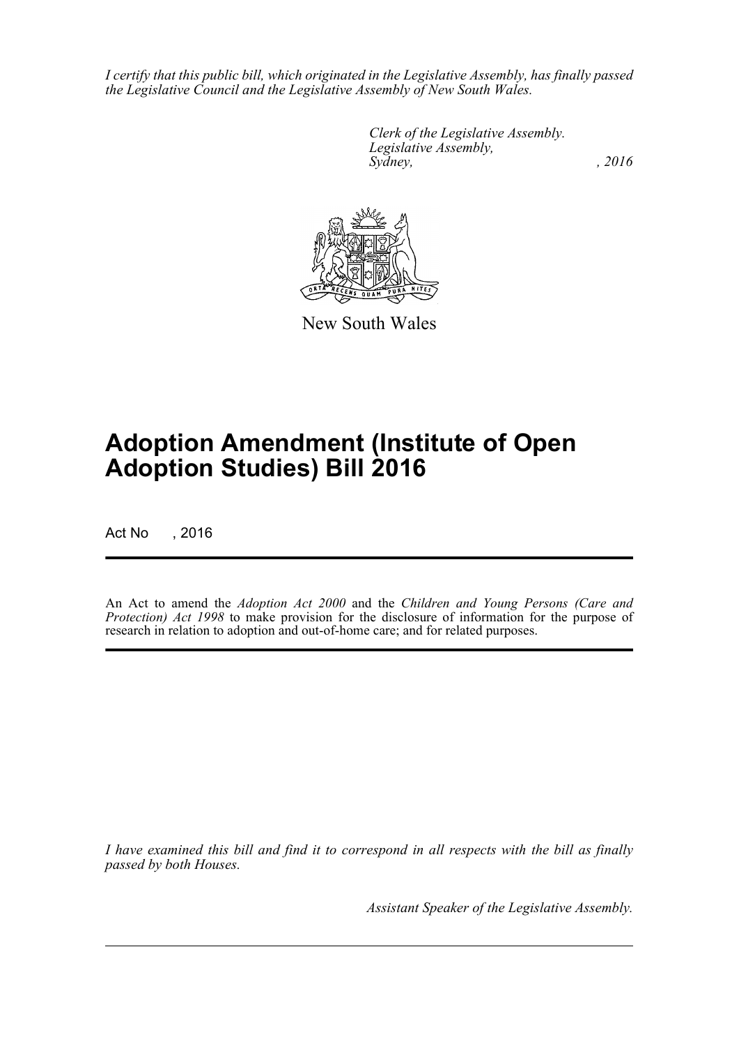*I certify that this public bill, which originated in the Legislative Assembly, has finally passed the Legislative Council and the Legislative Assembly of New South Wales.*

*Clerk of the Legislative Assembly.*
*Legislative Assembly,*
*Sydney, , 2016*

New South Wales

# Adoption Amendment (Institute of Open Adoption Studies) Bill 2016

Act No , 2016

An Act to amend the *Adoption Act 2000* and the *Children and Young Persons (Care and Protection) Act 1998* to make provision for the disclosure of information for the purpose of research in relation to adoption and out-of-home care; and for related purposes.

*I have examined this bill and find it to correspond in all respects with the bill as finally passed by both Houses.*

*Assistant Speaker of the Legislative Assembly.*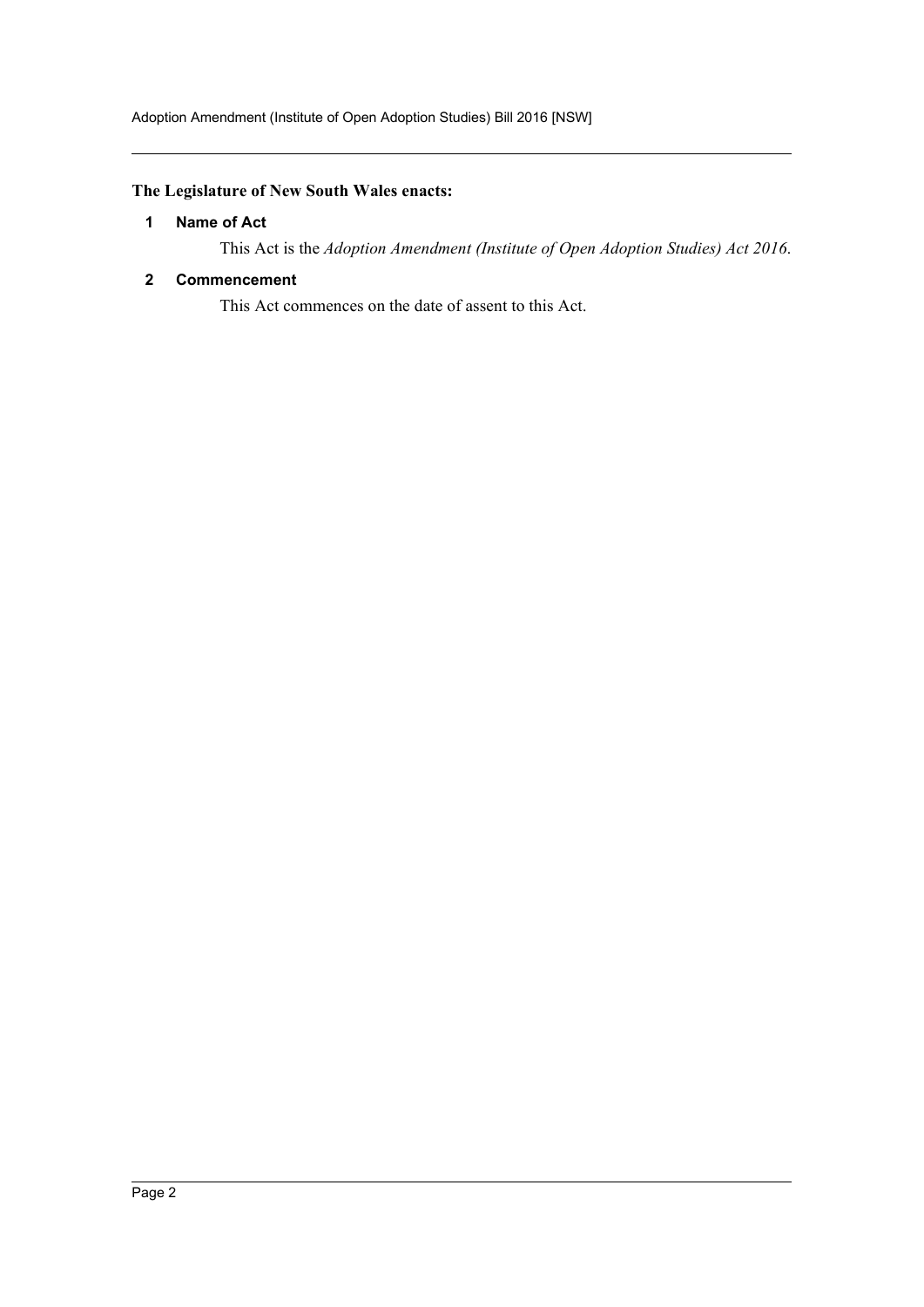**The Legislature of New South Wales enacts:**

### 1 Name of Act

This Act is the *Adoption Amendment (Institute of Open Adoption Studies) Act 2016*.

### 2 Commencement

This Act commences on the date of assent to this Act.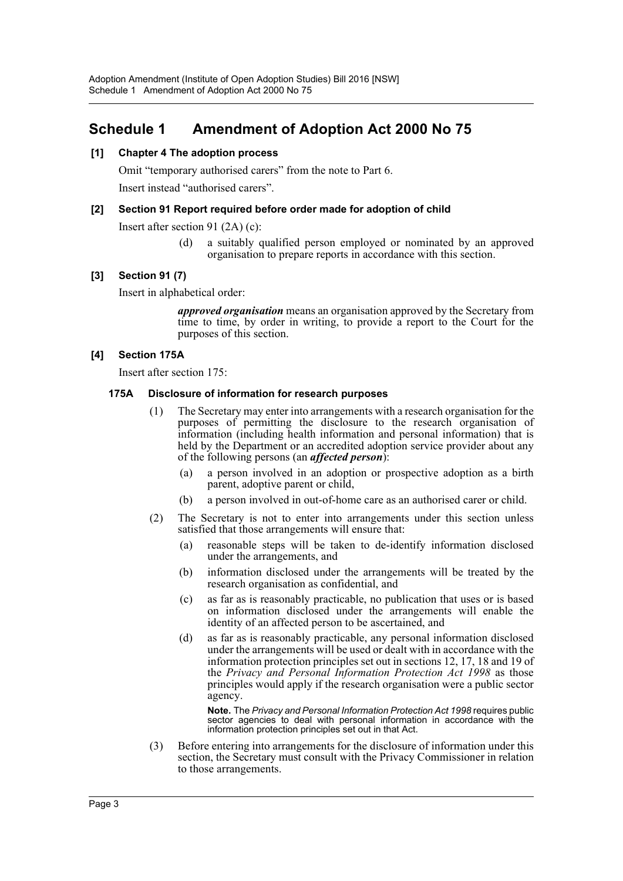## Schedule 1 Amendment of Adoption Act 2000 No 75

**[1] Chapter 4 The adoption process**

Omit "temporary authorised carers" from the note to Part 6.

Insert instead "authorised carers".

**[2] Section 91 Report required before order made for adoption of child**

Insert after section 91 (2A) (c):

> (d) a suitably qualified person employed or nominated by an approved organisation to prepare reports in accordance with this section.

**[3] Section 91 (7)**

Insert in alphabetical order:

> ***approved organisation*** means an organisation approved by the Secretary from time to time, by order in writing, to provide a report to the Court for the purposes of this section.

**[4] Section 175A**

Insert after section 175:

> **175A Disclosure of information for research purposes**
>
> (1) The Secretary may enter into arrangements with a research organisation for the purposes of permitting the disclosure to the research organisation of information (including health information and personal information) that is held by the Department or an accredited adoption service provider about any of the following persons (an ***affected person***):
>
> (a) a person involved in an adoption or prospective adoption as a birth parent, adoptive parent or child,
>
> (b) a person involved in out-of-home care as an authorised carer or child.
>
> (2) The Secretary is not to enter into arrangements under this section unless satisfied that those arrangements will ensure that:
>
> (a) reasonable steps will be taken to de-identify information disclosed under the arrangements, and
>
> (b) information disclosed under the arrangements will be treated by the research organisation as confidential, and
>
> (c) as far as is reasonably practicable, no publication that uses or is based on information disclosed under the arrangements will enable the identity of an affected person to be ascertained, and
>
> (d) as far as is reasonably practicable, any personal information disclosed under the arrangements will be used or dealt with in accordance with the information protection principles set out in sections 12, 17, 18 and 19 of the *Privacy and Personal Information Protection Act 1998* as those principles would apply if the research organisation were a public sector agency.
>
> **Note.** The *Privacy and Personal Information Protection Act 1998* requires public sector agencies to deal with personal information in accordance with the information protection principles set out in that Act.
>
> (3) Before entering into arrangements for the disclosure of information under this section, the Secretary must consult with the Privacy Commissioner in relation to those arrangements.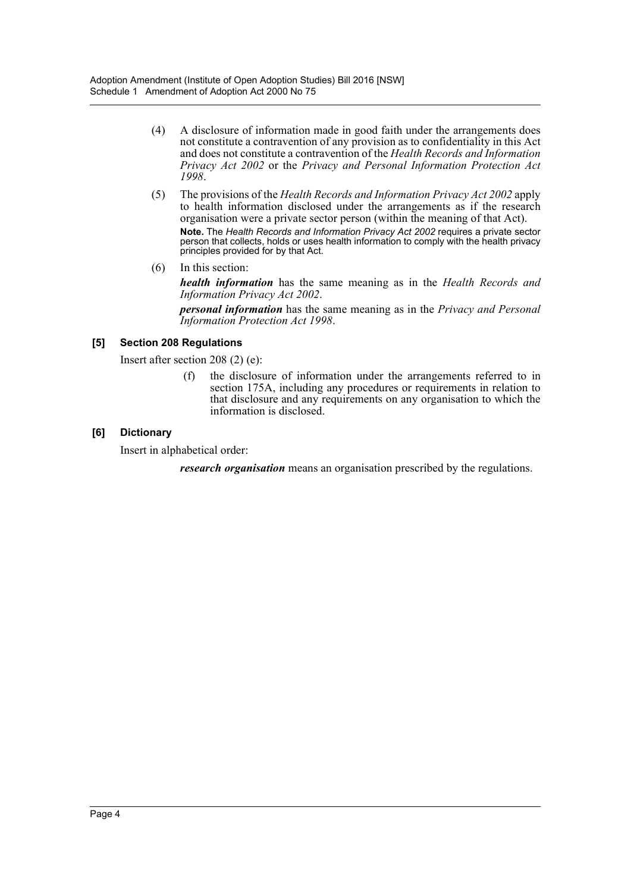(4) A disclosure of information made in good faith under the arrangements does not constitute a contravention of any provision as to confidentiality in this Act and does not constitute a contravention of the *Health Records and Information Privacy Act 2002* or the *Privacy and Personal Information Protection Act 1998*.

(5) The provisions of the *Health Records and Information Privacy Act 2002* apply to health information disclosed under the arrangements as if the research organisation were a private sector person (within the meaning of that Act).

**Note.** The *Health Records and Information Privacy Act 2002* requires a private sector person that collects, holds or uses health information to comply with the health privacy principles provided for by that Act.

(6) In this section:

***health information*** has the same meaning as in the *Health Records and Information Privacy Act 2002*.

***personal information*** has the same meaning as in the *Privacy and Personal Information Protection Act 1998*.

### [5] Section 208 Regulations

Insert after section 208 (2) (e):

(f) the disclosure of information under the arrangements referred to in section 175A, including any procedures or requirements in relation to that disclosure and any requirements on any organisation to which the information is disclosed.

### [6] Dictionary

Insert in alphabetical order:

***research organisation*** means an organisation prescribed by the regulations.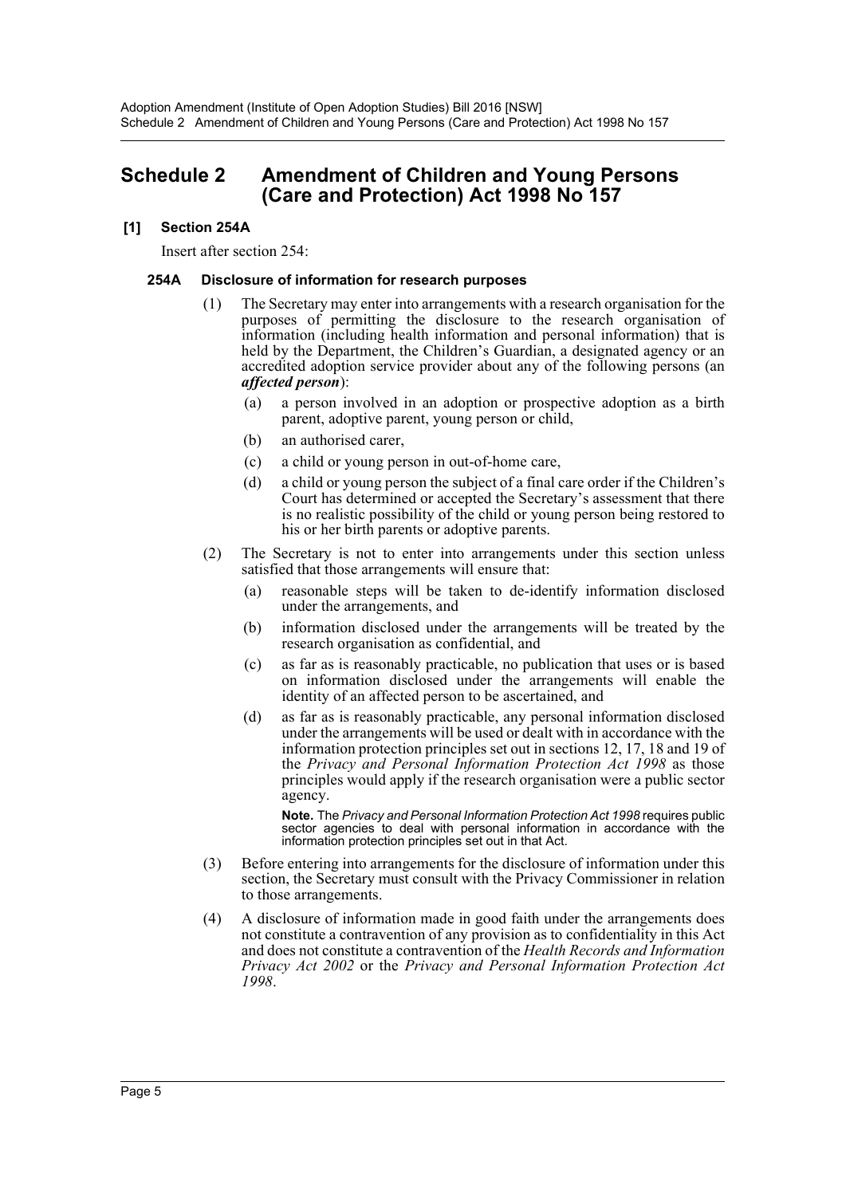# Schedule 2 Amendment of Children and Young Persons (Care and Protection) Act 1998 No 157

## [1] Section 254A

Insert after section 254:

### 254A Disclosure of information for research purposes

(1) The Secretary may enter into arrangements with a research organisation for the purposes of permitting the disclosure to the research organisation of information (including health information and personal information) that is held by the Department, the Children's Guardian, a designated agency or an accredited adoption service provider about any of the following persons (an ***affected person***):

(a) a person involved in an adoption or prospective adoption as a birth parent, adoptive parent, young person or child,

(b) an authorised carer,

(c) a child or young person in out-of-home care,

(d) a child or young person the subject of a final care order if the Children's Court has determined or accepted the Secretary's assessment that there is no realistic possibility of the child or young person being restored to his or her birth parents or adoptive parents.

(2) The Secretary is not to enter into arrangements under this section unless satisfied that those arrangements will ensure that:

(a) reasonable steps will be taken to de-identify information disclosed under the arrangements, and

(b) information disclosed under the arrangements will be treated by the research organisation as confidential, and

(c) as far as is reasonably practicable, no publication that uses or is based on information disclosed under the arrangements will enable the identity of an affected person to be ascertained, and

(d) as far as is reasonably practicable, any personal information disclosed under the arrangements will be used or dealt with in accordance with the information protection principles set out in sections 12, 17, 18 and 19 of the *Privacy and Personal Information Protection Act 1998* as those principles would apply if the research organisation were a public sector agency.

**Note.** The *Privacy and Personal Information Protection Act 1998* requires public sector agencies to deal with personal information in accordance with the information protection principles set out in that Act.

(3) Before entering into arrangements for the disclosure of information under this section, the Secretary must consult with the Privacy Commissioner in relation to those arrangements.

(4) A disclosure of information made in good faith under the arrangements does not constitute a contravention of any provision as to confidentiality in this Act and does not constitute a contravention of the *Health Records and Information Privacy Act 2002* or the *Privacy and Personal Information Protection Act 1998*.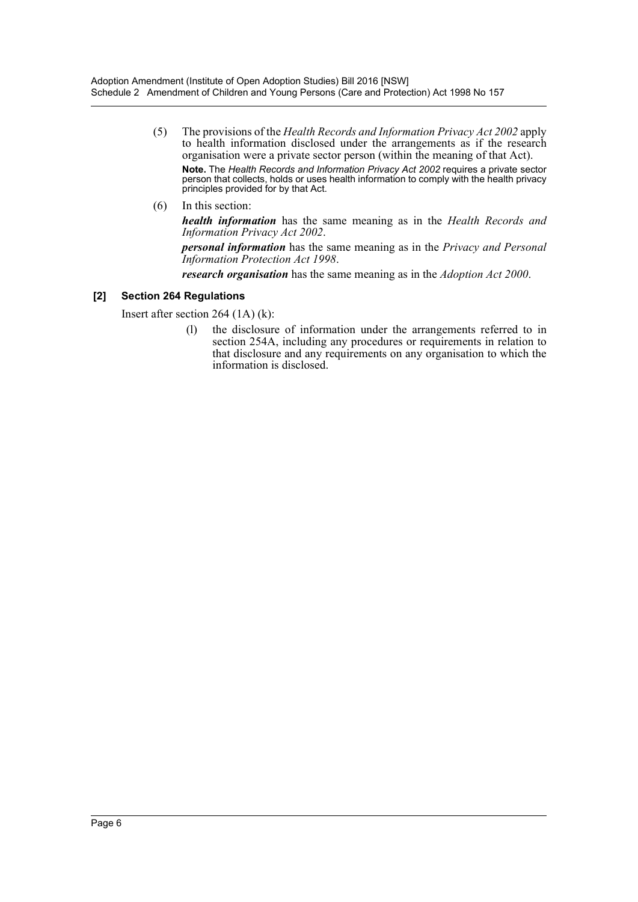(5) The provisions of the *Health Records and Information Privacy Act 2002* apply to health information disclosed under the arrangements as if the research organisation were a private sector person (within the meaning of that Act).

**Note.** The *Health Records and Information Privacy Act 2002* requires a private sector person that collects, holds or uses health information to comply with the health privacy principles provided for by that Act.

(6) In this section:

***health information*** has the same meaning as in the *Health Records and Information Privacy Act 2002*.

***personal information*** has the same meaning as in the *Privacy and Personal Information Protection Act 1998*.

***research organisation*** has the same meaning as in the *Adoption Act 2000*.

### [2] Section 264 Regulations

Insert after section 264 (1A) (k):

(l) the disclosure of information under the arrangements referred to in section 254A, including any procedures or requirements in relation to that disclosure and any requirements on any organisation to which the information is disclosed.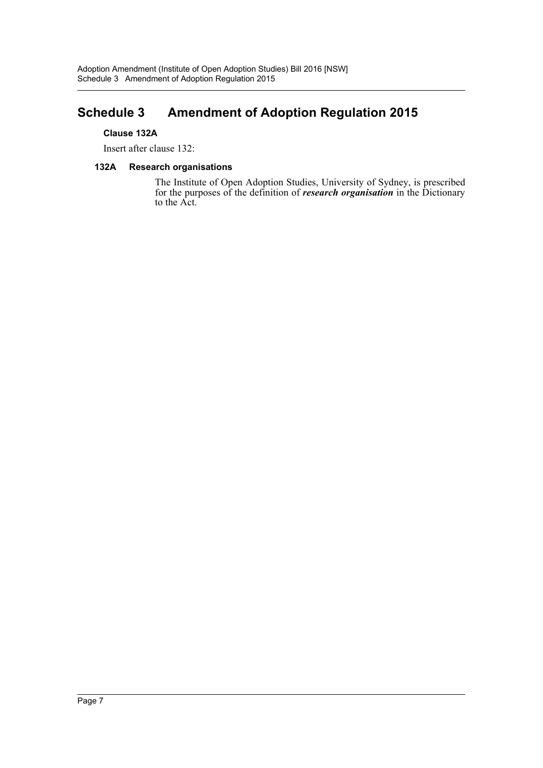# Schedule 3 Amendment of Adoption Regulation 2015

**Clause 132A**

Insert after clause 132:

**132A Research organisations**

The Institute of Open Adoption Studies, University of Sydney, is prescribed for the purposes of the definition of ***research organisation*** in the Dictionary to the Act.